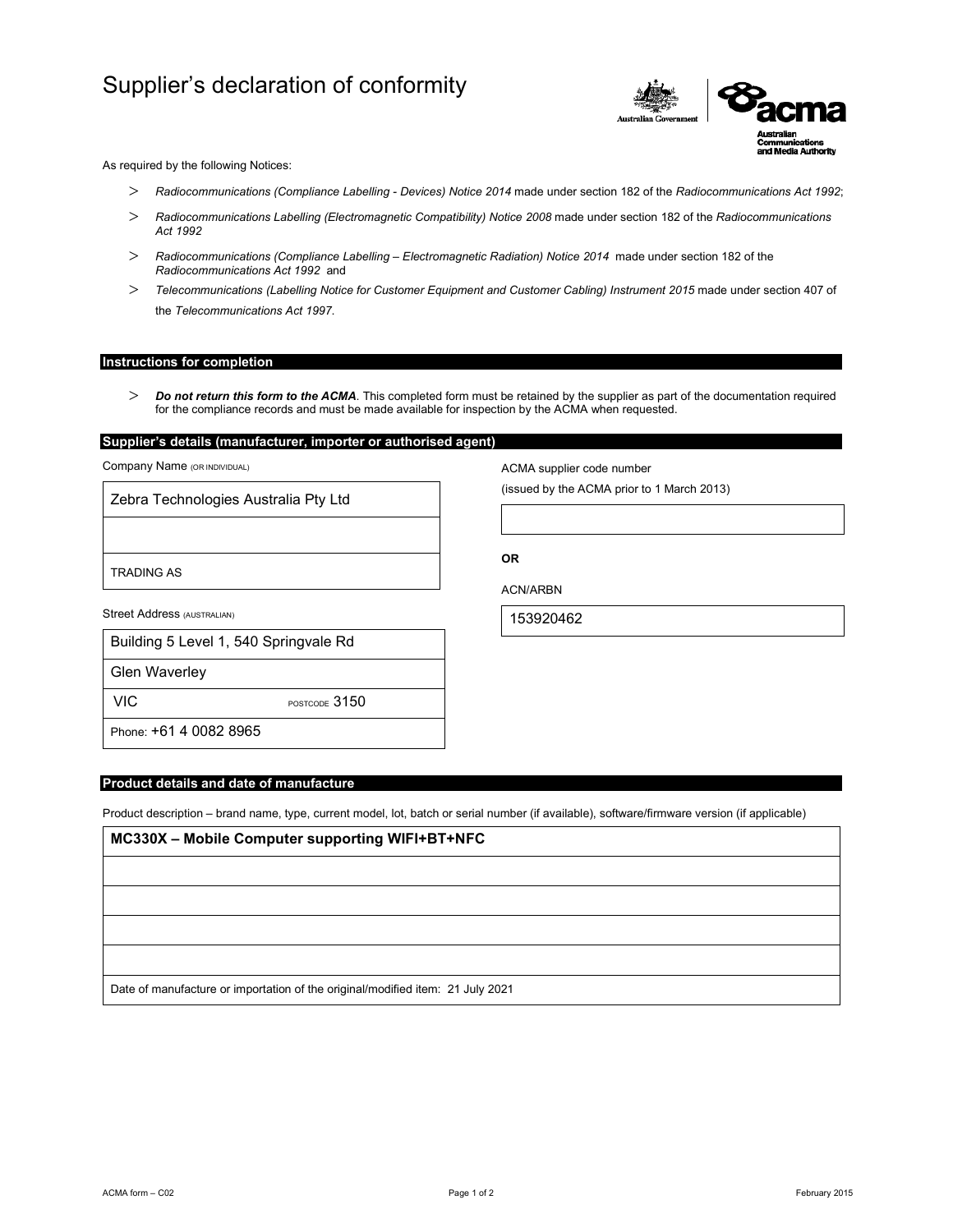# Supplier's declaration of conformity

As required by the following Notices:

- *Radiocommunications (Compliance Labelling - Devices) Notice 2014* made under section 182 of the *Radiocommunications Act 1992*;
- *Radiocommunications Labelling (Electromagnetic Compatibility) Notice 2008* made under section 182 of the *Radiocommunications Act 1992*
- *Radiocommunications (Compliance Labelling – Electromagnetic Radiation) Notice 2014* made under section 182 of the *Radiocommunications Act 1992* and
- *Telecommunications (Labelling Notice for Customer Equipment and Customer Cabling) Instrument 2015* made under section 407 of the *Telecommunications Act 1997*.

## Instructions for completion

- ***Do not return this form to the ACMA***. This completed form must be retained by the supplier as part of the documentation required for the compliance records and must be made available for inspection by the ACMA when requested.

## Supplier's details (manufacturer, importer or authorised agent)

Company Name (OR INDIVIDUAL)

Zebra Technologies Australia Pty Ltd

TRADING AS

Street Address (AUSTRALIAN)

Building 5 Level 1, 540 Springvale Rd

Glen Waverley

VIC POSTCODE 3150

Phone: +61 4 0082 8965

ACMA supplier code number

(issued by the ACMA prior to 1 March 2013)

**OR**

ACN/ARBN

153920462

## Product details and date of manufacture

Product description – brand name, type, current model, lot, batch or serial number (if available), software/firmware version (if applicable)

**MC330X – Mobile Computer supporting WIFI+BT+NFC**

Date of manufacture or importation of the original/modified item: 21 July 2021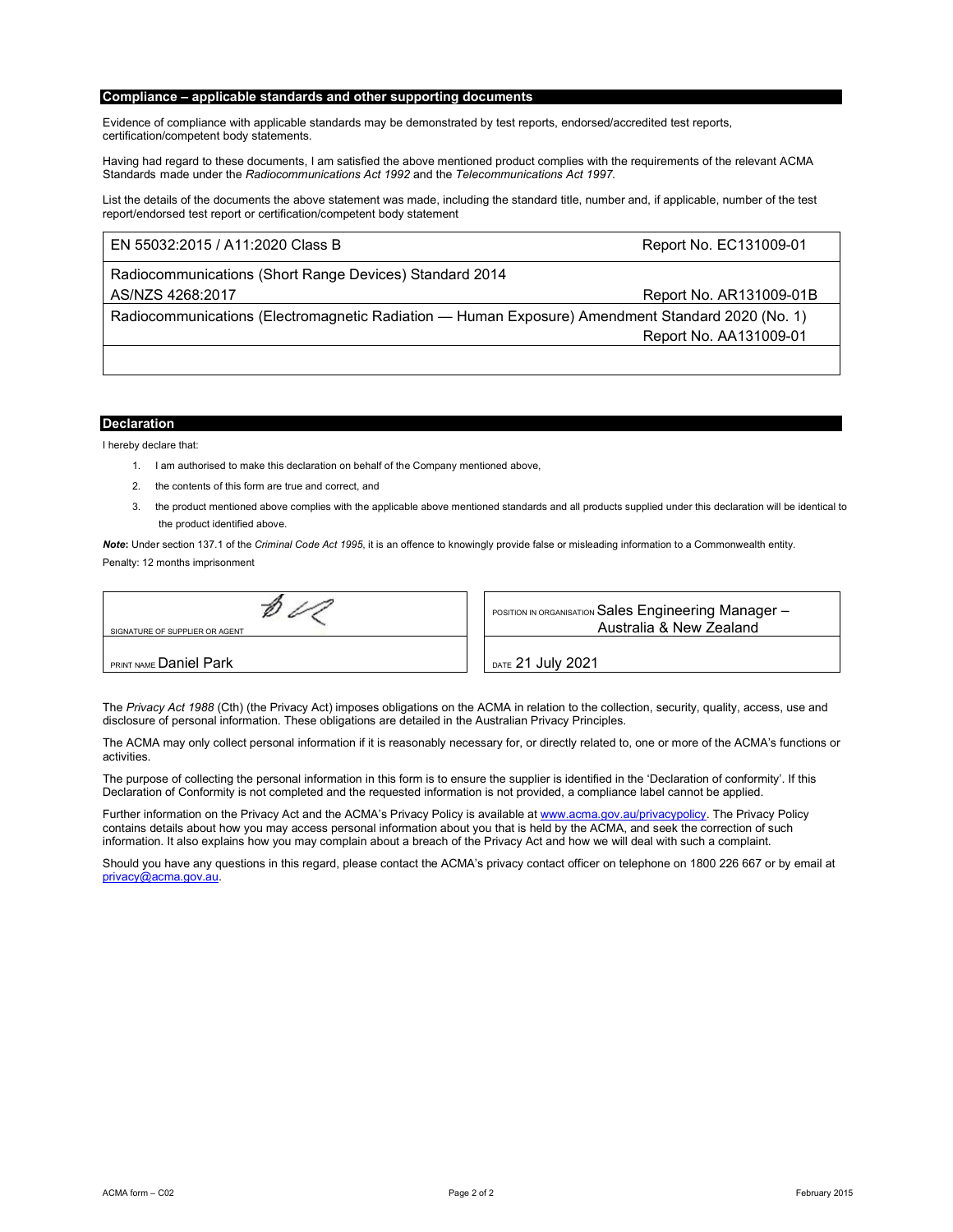## Compliance – applicable standards and other supporting documents

Evidence of compliance with applicable standards may be demonstrated by test reports, endorsed/accredited test reports, certification/competent body statements.

Having had regard to these documents, I am satisfied the above mentioned product complies with the requirements of the relevant ACMA Standards made under the *Radiocommunications Act 1992* and the *Telecommunications Act 1997.*

List the details of the documents the above statement was made, including the standard title, number and, if applicable, number of the test report/endorsed test report or certification/competent body statement

| | |
|---|---|
| EN 55032:2015 / A11:2020 Class B | Report No. EC131009-01 |
| Radiocommunications (Short Range Devices) Standard 2014<br>AS/NZS 4268:2017 | Report No. AR131009-01B |
| Radiocommunications (Electromagnetic Radiation — Human Exposure) Amendment Standard 2020 (No. 1) | Report No. AA131009-01 |
| | |

## Declaration

I hereby declare that:

1. I am authorised to make this declaration on behalf of the Company mentioned above,
2. the contents of this form are true and correct, and
3. the product mentioned above complies with the applicable above mentioned standards and all products supplied under this declaration will be identical to the product identified above.

***Note*:** Under section 137.1 of the *Criminal Code Act 1995*, it is an offence to knowingly provide false or misleading information to a Commonwealth entity.

Penalty: 12 months imprisonment

| | |
|---|---|
| SIGNATURE OF SUPPLIER OR AGENT [signature] | POSITION IN ORGANISATION Sales Engineering Manager – Australia & New Zealand |
| PRINT NAME Daniel Park | DATE 21 July 2021 |

The *Privacy Act 1988* (Cth) (the Privacy Act) imposes obligations on the ACMA in relation to the collection, security, quality, access, use and disclosure of personal information. These obligations are detailed in the Australian Privacy Principles.

The ACMA may only collect personal information if it is reasonably necessary for, or directly related to, one or more of the ACMA's functions or activities.

The purpose of collecting the personal information in this form is to ensure the supplier is identified in the 'Declaration of conformity'. If this Declaration of Conformity is not completed and the requested information is not provided, a compliance label cannot be applied.

Further information on the Privacy Act and the ACMA's Privacy Policy is available at www.acma.gov.au/privacypolicy. The Privacy Policy contains details about how you may access personal information about you that is held by the ACMA, and seek the correction of such information. It also explains how you may complain about a breach of the Privacy Act and how we will deal with such a complaint.

Should you have any questions in this regard, please contact the ACMA's privacy contact officer on telephone on 1800 226 667 or by email at privacy@acma.gov.au.

ACMA form – C02 February 2015